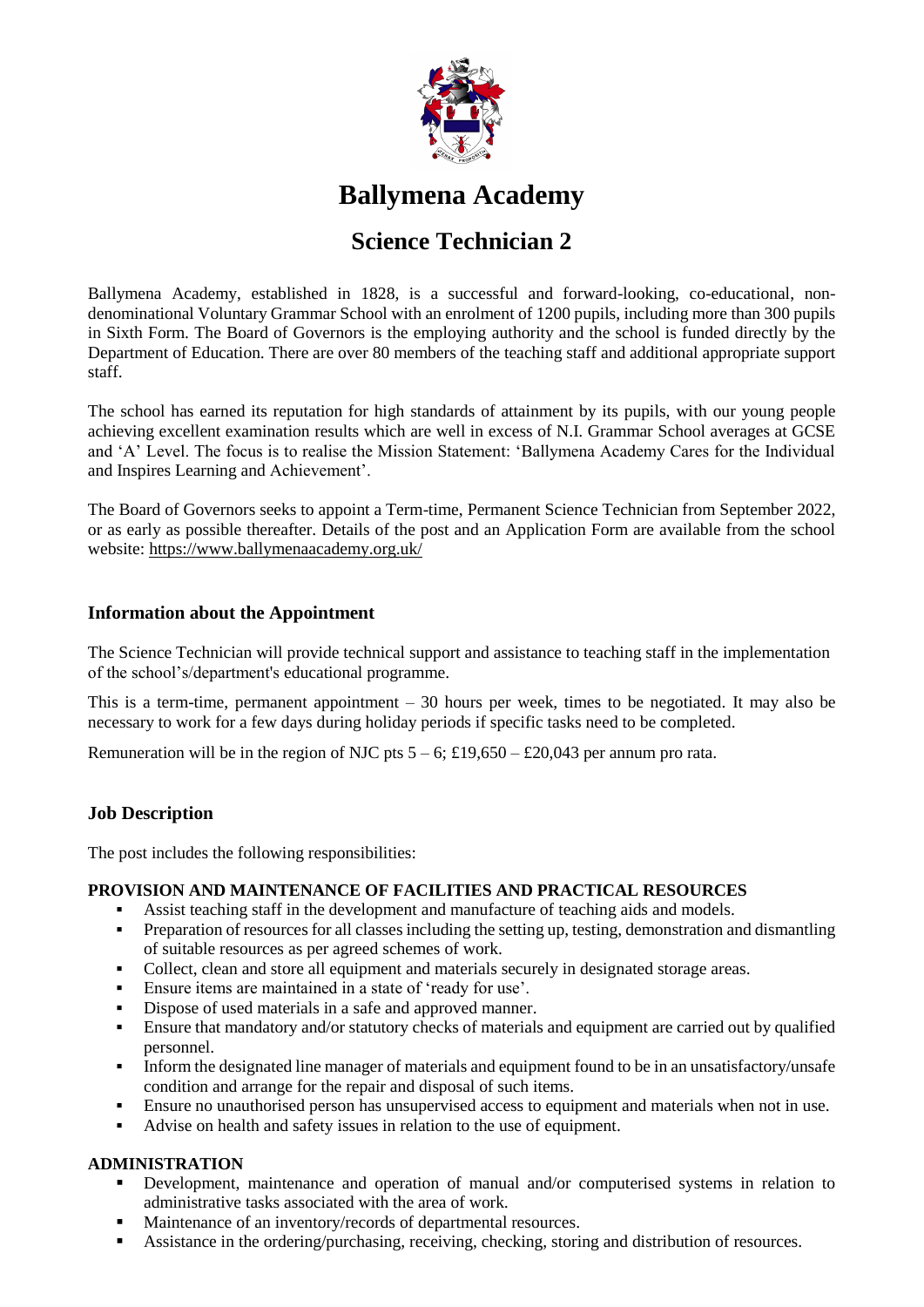# Ballymena Academy

## Science Technician 2

Ballymena Academy, established in 1828, is a successful and forward-looking, co-educational, non-denominational Voluntary Grammar School with an enrolment of 1200 pupils, including more than 300 pupils in Sixth Form. The Board of Governors is the employing authority and the school is funded directly by the Department of Education. There are over 80 members of the teaching staff and additional appropriate support staff.

The school has earned its reputation for high standards of attainment by its pupils, with our young people achieving excellent examination results which are well in excess of N.I. Grammar School averages at GCSE and 'A' Level. The focus is to realise the Mission Statement: 'Ballymena Academy Cares for the Individual and Inspires Learning and Achievement'.

The Board of Governors seeks to appoint a Term-time, Permanent Science Technician from September 2022, or as early as possible thereafter. Details of the post and an Application Form are available from the school website: https://www.ballymenaacademy.org.uk/

### Information about the Appointment

The Science Technician will provide technical support and assistance to teaching staff in the implementation of the school's/department's educational programme.

This is a term-time, permanent appointment – 30 hours per week, times to be negotiated. It may also be necessary to work for a few days during holiday periods if specific tasks need to be completed.

Remuneration will be in the region of NJC pts 5 – 6; £19,650 – £20,043 per annum pro rata.

### Job Description

The post includes the following responsibilities:

**PROVISION AND MAINTENANCE OF FACILITIES AND PRACTICAL RESOURCES**

- Assist teaching staff in the development and manufacture of teaching aids and models.
- Preparation of resources for all classes including the setting up, testing, demonstration and dismantling of suitable resources as per agreed schemes of work.
- Collect, clean and store all equipment and materials securely in designated storage areas.
- Ensure items are maintained in a state of 'ready for use'.
- Dispose of used materials in a safe and approved manner.
- Ensure that mandatory and/or statutory checks of materials and equipment are carried out by qualified personnel.
- Inform the designated line manager of materials and equipment found to be in an unsatisfactory/unsafe condition and arrange for the repair and disposal of such items.
- Ensure no unauthorised person has unsupervised access to equipment and materials when not in use.
- Advise on health and safety issues in relation to the use of equipment.

**ADMINISTRATION**

- Development, maintenance and operation of manual and/or computerised systems in relation to administrative tasks associated with the area of work.
- Maintenance of an inventory/records of departmental resources.
- Assistance in the ordering/purchasing, receiving, checking, storing and distribution of resources.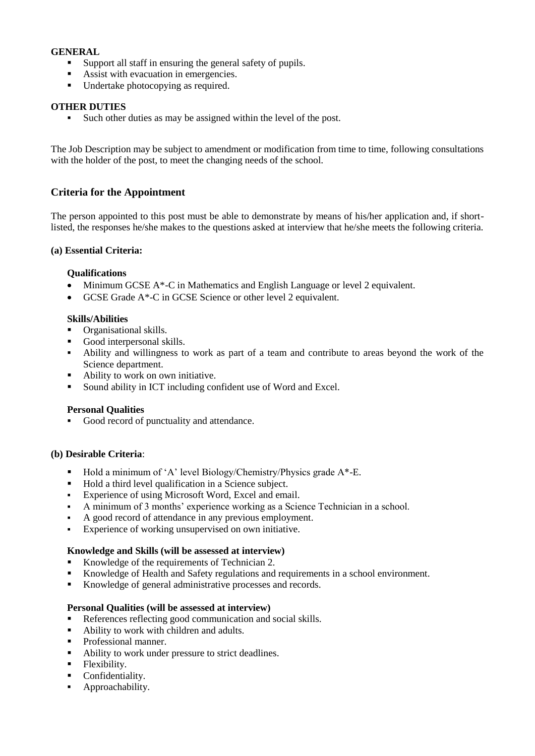**GENERAL**

- Support all staff in ensuring the general safety of pupils.
- Assist with evacuation in emergencies.
- Undertake photocopying as required.

**OTHER DUTIES**

- Such other duties as may be assigned within the level of the post.

The Job Description may be subject to amendment or modification from time to time, following consultations with the holder of the post, to meet the changing needs of the school.

## Criteria for the Appointment

The person appointed to this post must be able to demonstrate by means of his/her application and, if short-listed, the responses he/she makes to the questions asked at interview that he/she meets the following criteria.

**(a) Essential Criteria:**

**Qualifications**

- Minimum GCSE A*-C in Mathematics and English Language or level 2 equivalent.
- GCSE Grade A*-C in GCSE Science or other level 2 equivalent.

**Skills/Abilities**

- Organisational skills.
- Good interpersonal skills.
- Ability and willingness to work as part of a team and contribute to areas beyond the work of the Science department.
- Ability to work on own initiative.
- Sound ability in ICT including confident use of Word and Excel.

**Personal Qualities**

- Good record of punctuality and attendance.

**(b) Desirable Criteria**:

- Hold a minimum of 'A' level Biology/Chemistry/Physics grade A*-E.
- Hold a third level qualification in a Science subject.
- Experience of using Microsoft Word, Excel and email.
- A minimum of 3 months' experience working as a Science Technician in a school.
- A good record of attendance in any previous employment.
- Experience of working unsupervised on own initiative.

**Knowledge and Skills (will be assessed at interview)**

- Knowledge of the requirements of Technician 2.
- Knowledge of Health and Safety regulations and requirements in a school environment.
- Knowledge of general administrative processes and records.

**Personal Qualities (will be assessed at interview)**

- References reflecting good communication and social skills.
- Ability to work with children and adults.
- Professional manner.
- Ability to work under pressure to strict deadlines.
- Flexibility.
- Confidentiality.
- Approachability.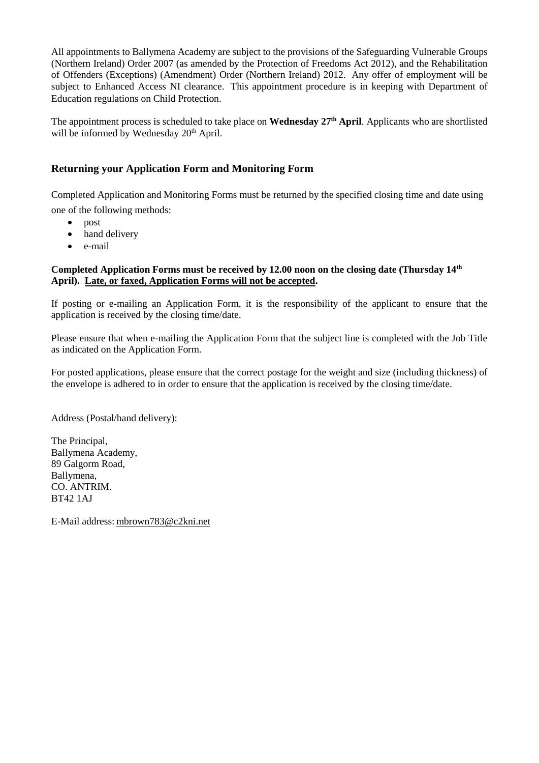All appointments to Ballymena Academy are subject to the provisions of the Safeguarding Vulnerable Groups (Northern Ireland) Order 2007 (as amended by the Protection of Freedoms Act 2012), and the Rehabilitation of Offenders (Exceptions) (Amendment) Order (Northern Ireland) 2012. Any offer of employment will be subject to Enhanced Access NI clearance. This appointment procedure is in keeping with Department of Education regulations on Child Protection.

The appointment process is scheduled to take place on **Wednesday 27th April**. Applicants who are shortlisted will be informed by Wednesday 20th April.

## Returning your Application Form and Monitoring Form

Completed Application and Monitoring Forms must be returned by the specified closing time and date using one of the following methods:

- post
- hand delivery
- e-mail

**Completed Application Forms must be received by 12.00 noon on the closing date (Thursday 14th April). <u>Late, or faxed, Application Forms will not be accepted</u>.**

If posting or e-mailing an Application Form, it is the responsibility of the applicant to ensure that the application is received by the closing time/date.

Please ensure that when e-mailing the Application Form that the subject line is completed with the Job Title as indicated on the Application Form.

For posted applications, please ensure that the correct postage for the weight and size (including thickness) of the envelope is adhered to in order to ensure that the application is received by the closing time/date.

Address (Postal/hand delivery):

The Principal,
Ballymena Academy,
89 Galgorm Road,
Ballymena,
CO. ANTRIM.
BT42 1AJ

E-Mail address: mbrown783@c2kni.net